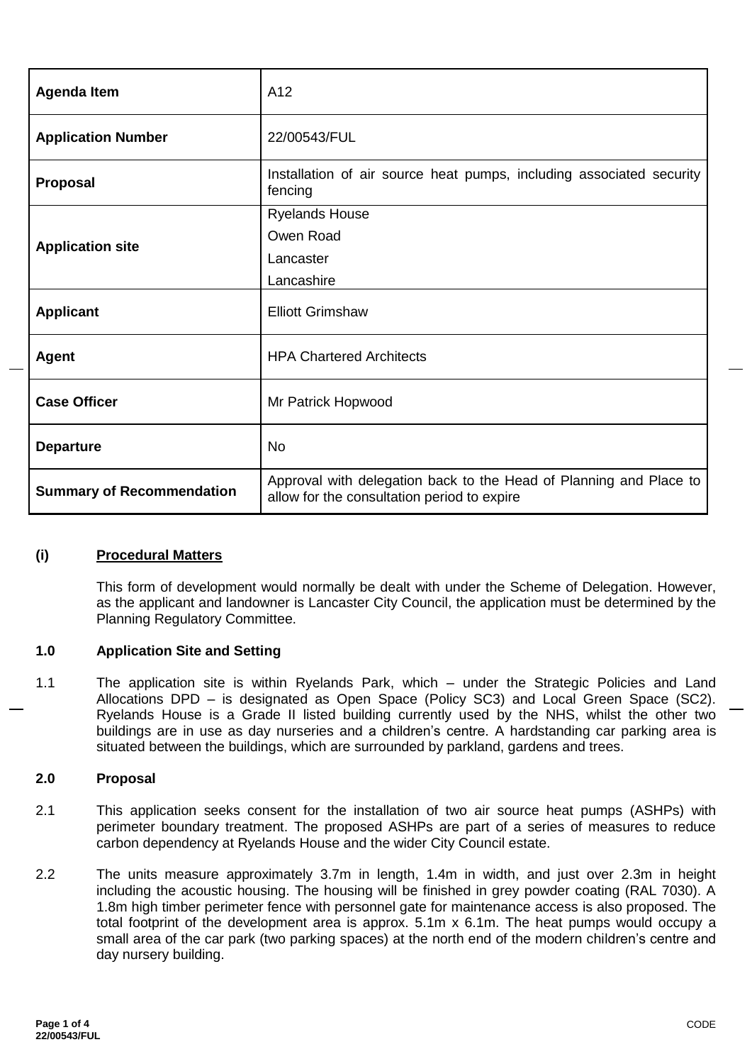| Agenda Item | A12 |
|---|---|
| Application Number | 22/00543/FUL |
| Proposal | Installation of air source heat pumps, including associated security fencing |
| Application site | Ryelands House<br>Owen Road<br>Lancaster<br>Lancashire |
| Applicant | Elliott Grimshaw |
| Agent | HPA Chartered Architects |
| Case Officer | Mr Patrick Hopwood |
| Departure | No |
| Summary of Recommendation | Approval with delegation back to the Head of Planning and Place to allow for the consultation period to expire |

## (i) Procedural Matters

This form of development would normally be dealt with under the Scheme of Delegation. However, as the applicant and landowner is Lancaster City Council, the application must be determined by the Planning Regulatory Committee.

## 1.0 Application Site and Setting

1.1 The application site is within Ryelands Park, which – under the Strategic Policies and Land Allocations DPD – is designated as Open Space (Policy SC3) and Local Green Space (SC2). Ryelands House is a Grade II listed building currently used by the NHS, whilst the other two buildings are in use as day nurseries and a children's centre. A hardstanding car parking area is situated between the buildings, which are surrounded by parkland, gardens and trees.

## 2.0 Proposal

2.1 This application seeks consent for the installation of two air source heat pumps (ASHPs) with perimeter boundary treatment. The proposed ASHPs are part of a series of measures to reduce carbon dependency at Ryelands House and the wider City Council estate.

2.2 The units measure approximately 3.7m in length, 1.4m in width, and just over 2.3m in height including the acoustic housing. The housing will be finished in grey powder coating (RAL 7030). A 1.8m high timber perimeter fence with personnel gate for maintenance access is also proposed. The total footprint of the development area is approx. 5.1m x 6.1m. The heat pumps would occupy a small area of the car park (two parking spaces) at the north end of the modern children's centre and day nursery building.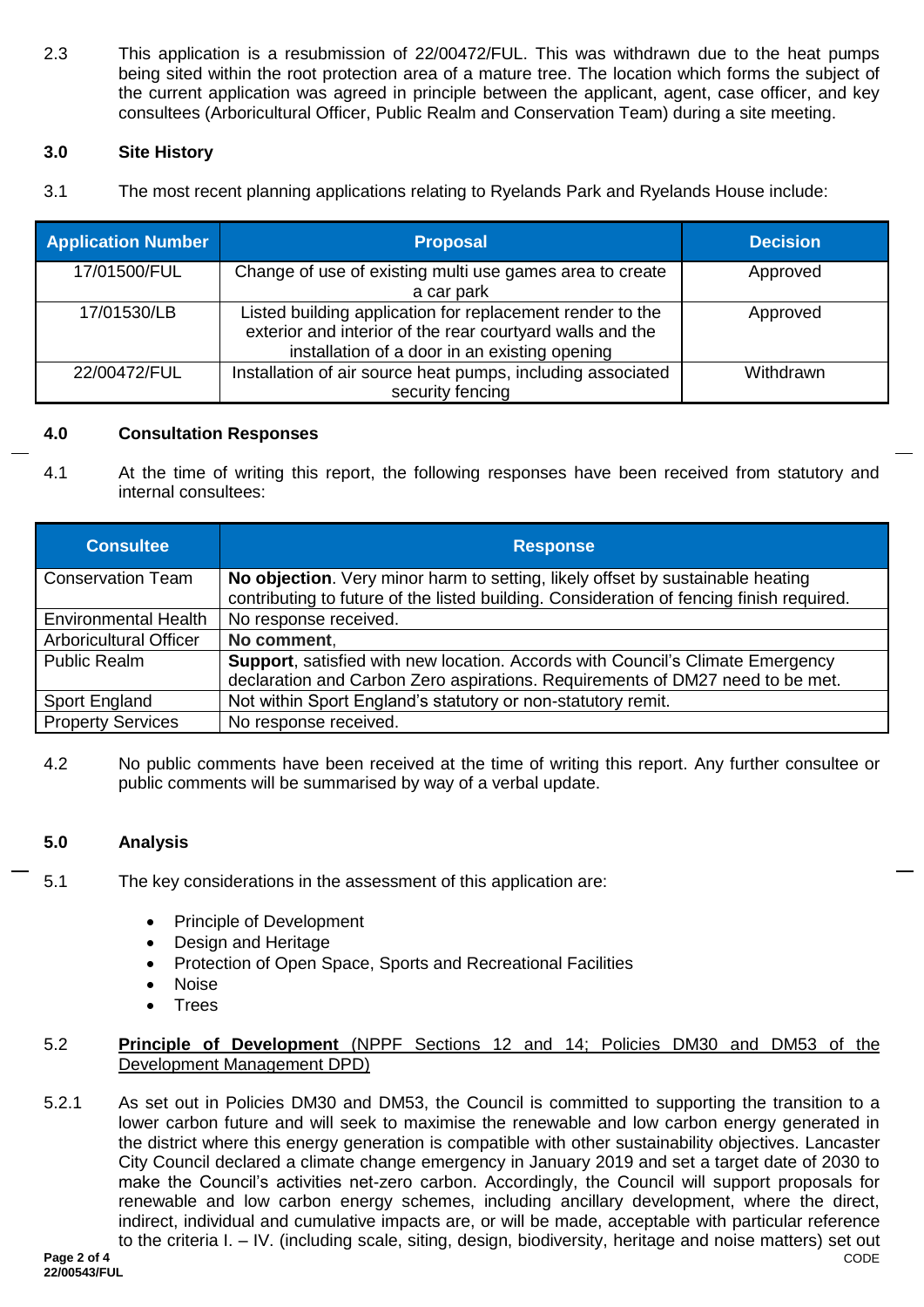2.3 This application is a resubmission of 22/00472/FUL. This was withdrawn due to the heat pumps being sited within the root protection area of a mature tree. The location which forms the subject of the current application was agreed in principle between the applicant, agent, case officer, and key consultees (Arboricultural Officer, Public Realm and Conservation Team) during a site meeting.

## 3.0 Site History

3.1 The most recent planning applications relating to Ryelands Park and Ryelands House include:

| Application Number | Proposal | Decision |
|---|---|---|
| 17/01500/FUL | Change of use of existing multi use games area to create a car park | Approved |
| 17/01530/LB | Listed building application for replacement render to the exterior and interior of the rear courtyard walls and the installation of a door in an existing opening | Approved |
| 22/00472/FUL | Installation of air source heat pumps, including associated security fencing | Withdrawn |

## 4.0 Consultation Responses

4.1 At the time of writing this report, the following responses have been received from statutory and internal consultees:

| Consultee | Response |
|---|---|
| Conservation Team | **No objection**. Very minor harm to setting, likely offset by sustainable heating contributing to future of the listed building. Consideration of fencing finish required. |
| Environmental Health | No response received. |
| Arboricultural Officer | **No comment**, |
| Public Realm | **Support**, satisfied with new location. Accords with Council's Climate Emergency declaration and Carbon Zero aspirations. Requirements of DM27 need to be met. |
| Sport England | Not within Sport England's statutory or non-statutory remit. |
| Property Services | No response received. |

4.2 No public comments have been received at the time of writing this report. Any further consultee or public comments will be summarised by way of a verbal update.

## 5.0 Analysis

5.1 The key considerations in the assessment of this application are:

- Principle of Development
- Design and Heritage
- Protection of Open Space, Sports and Recreational Facilities
- Noise
- Trees

5.2 **Principle of Development** (NPPF Sections 12 and 14; Policies DM30 and DM53 of the Development Management DPD)

5.2.1 As set out in Policies DM30 and DM53, the Council is committed to supporting the transition to a lower carbon future and will seek to maximise the renewable and low carbon energy generated in the district where this energy generation is compatible with other sustainability objectives. Lancaster City Council declared a climate change emergency in January 2019 and set a target date of 2030 to make the Council's activities net-zero carbon. Accordingly, the Council will support proposals for renewable and low carbon energy schemes, including ancillary development, where the direct, indirect, individual and cumulative impacts are, or will be made, acceptable with particular reference to the criteria I. – IV. (including scale, siting, design, biodiversity, heritage and noise matters) set out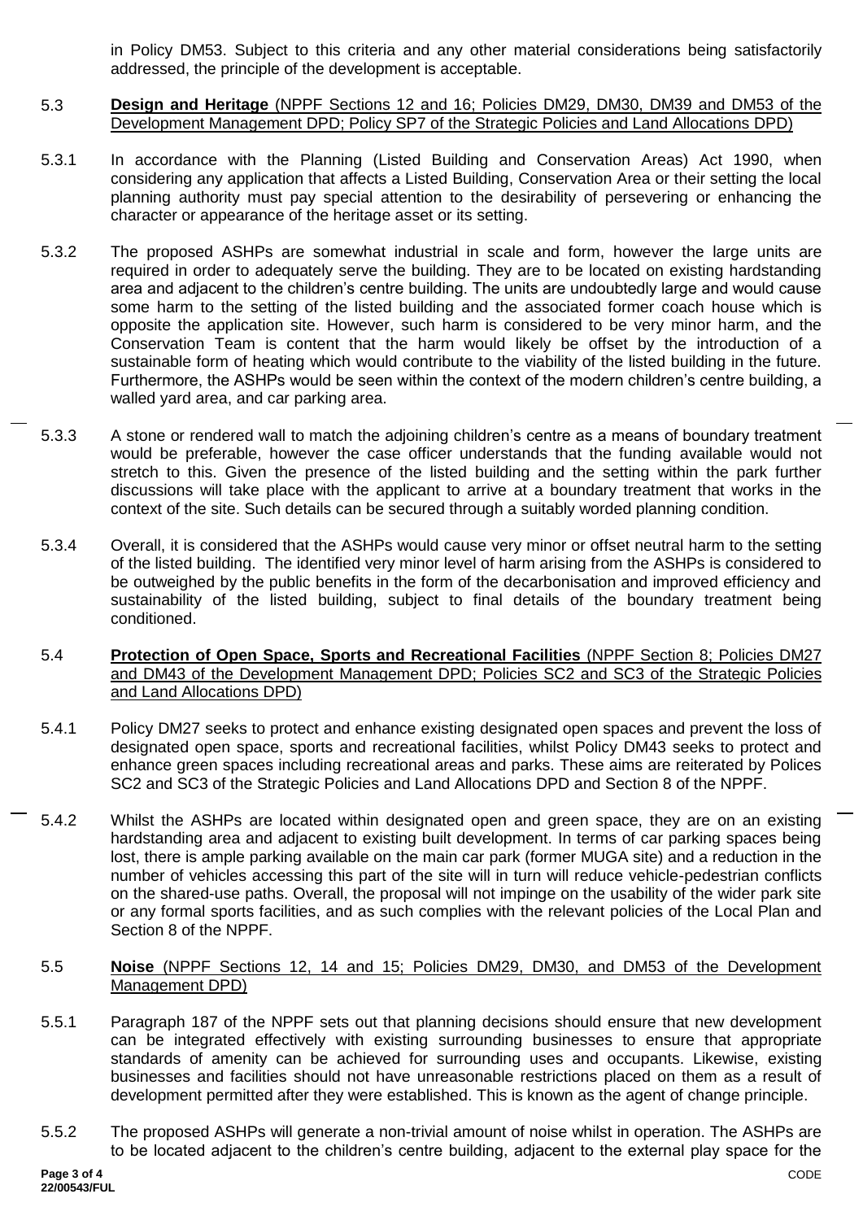in Policy DM53. Subject to this criteria and any other material considerations being satisfactorily addressed, the principle of the development is acceptable.

5.3 **Design and Heritage** (NPPF Sections 12 and 16; Policies DM29, DM30, DM39 and DM53 of the Development Management DPD; Policy SP7 of the Strategic Policies and Land Allocations DPD)

5.3.1 In accordance with the Planning (Listed Building and Conservation Areas) Act 1990, when considering any application that affects a Listed Building, Conservation Area or their setting the local planning authority must pay special attention to the desirability of persevering or enhancing the character or appearance of the heritage asset or its setting.

5.3.2 The proposed ASHPs are somewhat industrial in scale and form, however the large units are required in order to adequately serve the building. They are to be located on existing hardstanding area and adjacent to the children's centre building. The units are undoubtedly large and would cause some harm to the setting of the listed building and the associated former coach house which is opposite the application site. However, such harm is considered to be very minor harm, and the Conservation Team is content that the harm would likely be offset by the introduction of a sustainable form of heating which would contribute to the viability of the listed building in the future. Furthermore, the ASHPs would be seen within the context of the modern children's centre building, a walled yard area, and car parking area.

5.3.3 A stone or rendered wall to match the adjoining children's centre as a means of boundary treatment would be preferable, however the case officer understands that the funding available would not stretch to this. Given the presence of the listed building and the setting within the park further discussions will take place with the applicant to arrive at a boundary treatment that works in the context of the site. Such details can be secured through a suitably worded planning condition.

5.3.4 Overall, it is considered that the ASHPs would cause very minor or offset neutral harm to the setting of the listed building. The identified very minor level of harm arising from the ASHPs is considered to be outweighed by the public benefits in the form of the decarbonisation and improved efficiency and sustainability of the listed building, subject to final details of the boundary treatment being conditioned.

5.4 **Protection of Open Space, Sports and Recreational Facilities** (NPPF Section 8; Policies DM27 and DM43 of the Development Management DPD; Policies SC2 and SC3 of the Strategic Policies and Land Allocations DPD)

5.4.1 Policy DM27 seeks to protect and enhance existing designated open spaces and prevent the loss of designated open space, sports and recreational facilities, whilst Policy DM43 seeks to protect and enhance green spaces including recreational areas and parks. These aims are reiterated by Polices SC2 and SC3 of the Strategic Policies and Land Allocations DPD and Section 8 of the NPPF.

5.4.2 Whilst the ASHPs are located within designated open and green space, they are on an existing hardstanding area and adjacent to existing built development. In terms of car parking spaces being lost, there is ample parking available on the main car park (former MUGA site) and a reduction in the number of vehicles accessing this part of the site will in turn will reduce vehicle-pedestrian conflicts on the shared-use paths. Overall, the proposal will not impinge on the usability of the wider park site or any formal sports facilities, and as such complies with the relevant policies of the Local Plan and Section 8 of the NPPF.

5.5 **Noise** (NPPF Sections 12, 14 and 15; Policies DM29, DM30, and DM53 of the Development Management DPD)

5.5.1 Paragraph 187 of the NPPF sets out that planning decisions should ensure that new development can be integrated effectively with existing surrounding businesses to ensure that appropriate standards of amenity can be achieved for surrounding uses and occupants. Likewise, existing businesses and facilities should not have unreasonable restrictions placed on them as a result of development permitted after they were established. This is known as the agent of change principle.

5.5.2 The proposed ASHPs will generate a non-trivial amount of noise whilst in operation. The ASHPs are to be located adjacent to the children's centre building, adjacent to the external play space for the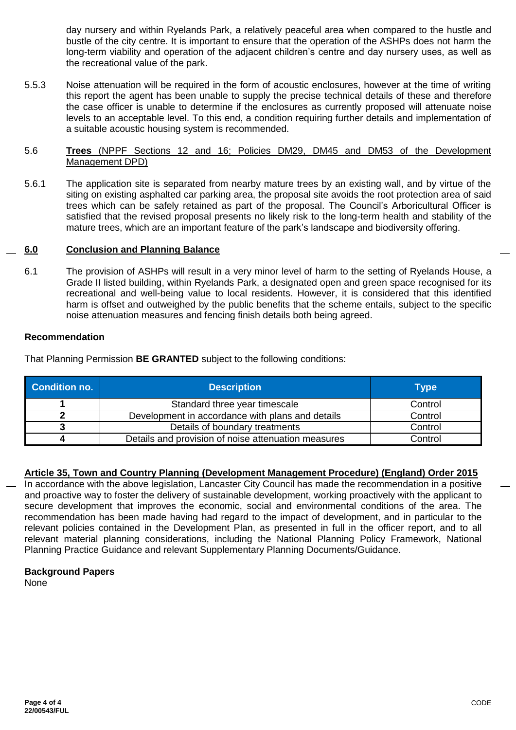day nursery and within Ryelands Park, a relatively peaceful area when compared to the hustle and bustle of the city centre. It is important to ensure that the operation of the ASHPs does not harm the long-term viability and operation of the adjacent children's centre and day nursery uses, as well as the recreational value of the park.

5.5.3 Noise attenuation will be required in the form of acoustic enclosures, however at the time of writing this report the agent has been unable to supply the precise technical details of these and therefore the case officer is unable to determine if the enclosures as currently proposed will attenuate noise levels to an acceptable level. To this end, a condition requiring further details and implementation of a suitable acoustic housing system is recommended.

5.6 **Trees** (NPPF Sections 12 and 16; Policies DM29, DM45 and DM53 of the Development Management DPD)

5.6.1 The application site is separated from nearby mature trees by an existing wall, and by virtue of the siting on existing asphalted car parking area, the proposal site avoids the root protection area of said trees which can be safely retained as part of the proposal. The Council's Arboricultural Officer is satisfied that the revised proposal presents no likely risk to the long-term health and stability of the mature trees, which are an important feature of the park's landscape and biodiversity offering.

## 6.0 Conclusion and Planning Balance

6.1 The provision of ASHPs will result in a very minor level of harm to the setting of Ryelands House, a Grade II listed building, within Ryelands Park, a designated open and green space recognised for its recreational and well-being value to local residents. However, it is considered that this identified harm is offset and outweighed by the public benefits that the scheme entails, subject to the specific noise attenuation measures and fencing finish details both being agreed.

### Recommendation

That Planning Permission **BE GRANTED** subject to the following conditions:

| Condition no. | Description | Type |
|---|---|---|
| **1** | Standard three year timescale | Control |
| **2** | Development in accordance with plans and details | Control |
| **3** | Details of boundary treatments | Control |
| **4** | Details and provision of noise attenuation measures | Control |

**Article 35, Town and Country Planning (Development Management Procedure) (England) Order 2015**

In accordance with the above legislation, Lancaster City Council has made the recommendation in a positive and proactive way to foster the delivery of sustainable development, working proactively with the applicant to secure development that improves the economic, social and environmental conditions of the area. The recommendation has been made having had regard to the impact of development, and in particular to the relevant policies contained in the Development Plan, as presented in full in the officer report, and to all relevant material planning considerations, including the National Planning Policy Framework, National Planning Practice Guidance and relevant Supplementary Planning Documents/Guidance.

**Background Papers**

None